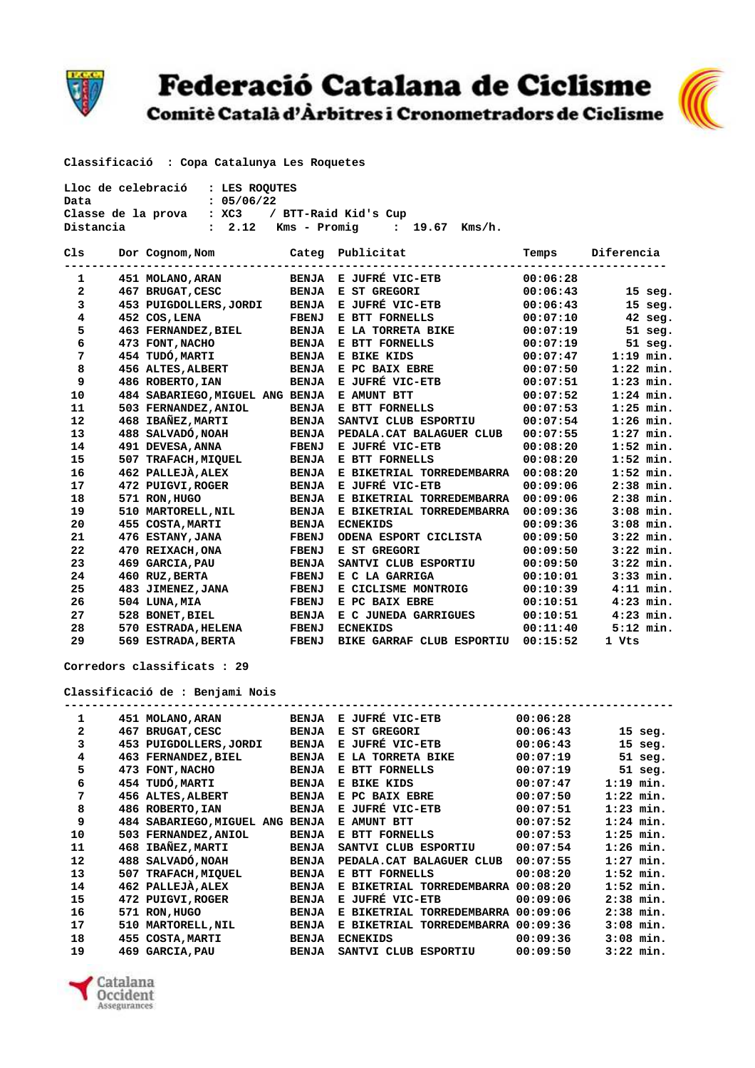# Federació Catalana de Ciclisme

## Comitè Català d'Àrbitres i Cronometradors de Ciclisme

**Classificació : Copa Catalunya Les Roquetes**

Lloc de celebració : LES ROQUTES
Data : 05/06/22
Classe de la prova : XC3 / BTT-Raid Kid's Cup
Distancia : 2.12 Kms - Promig : 19.67 Kms/h.

| Cls | Dor | Cognom,Nom | Categ | Publicitat | Temps | Diferencia |
|---|---|---|---|---|---|---|
| 1 | 451 | MOLANO,ARAN | BENJA | E JUFRÉ VIC-ETB | 00:06:28 | |
| 2 | 467 | BRUGAT,CESC | BENJA | E ST GREGORI | 00:06:43 | 15 seg. |
| 3 | 453 | PUIGDOLLERS,JORDI | BENJA | E JUFRÉ VIC-ETB | 00:06:43 | 15 seg. |
| 4 | 452 | COS,LENA | FBENJ | E BTT FORNELLS | 00:07:10 | 42 seg. |
| 5 | 463 | FERNANDEZ,BIEL | BENJA | E LA TORRETA BIKE | 00:07:19 | 51 seg. |
| 6 | 473 | FONT,NACHO | BENJA | E BTT FORNELLS | 00:07:19 | 51 seg. |
| 7 | 454 | TUDÓ,MARTI | BENJA | E BIKE KIDS | 00:07:47 | 1:19 min. |
| 8 | 456 | ALTES,ALBERT | BENJA | E PC BAIX EBRE | 00:07:50 | 1:22 min. |
| 9 | 486 | ROBERTO,IAN | BENJA | E JUFRÉ VIC-ETB | 00:07:51 | 1:23 min. |
| 10 | 484 | SABARIEGO,MIGUEL ANG | BENJA | E AMUNT BTT | 00:07:52 | 1:24 min. |
| 11 | 503 | FERNANDEZ,ANIOL | BENJA | E BTT FORNELLS | 00:07:53 | 1:25 min. |
| 12 | 468 | IBAÑEZ,MARTI | BENJA | SANTVI CLUB ESPORTIU | 00:07:54 | 1:26 min. |
| 13 | 488 | SALVADÓ,NOAH | BENJA | PEDALA.CAT BALAGUER CLUB | 00:07:55 | 1:27 min. |
| 14 | 491 | DEVESA,ANNA | FBENJ | E JUFRÉ VIC-ETB | 00:08:20 | 1:52 min. |
| 15 | 507 | TRAFACH,MIQUEL | BENJA | E BTT FORNELLS | 00:08:20 | 1:52 min. |
| 16 | 462 | PALLEJÀ,ALEX | BENJA | E BIKETRIAL TORREDEMBARRA | 00:08:20 | 1:52 min. |
| 17 | 472 | PUIGVI,ROGER | BENJA | E JUFRÉ VIC-ETB | 00:09:06 | 2:38 min. |
| 18 | 571 | RON,HUGO | BENJA | E BIKETRIAL TORREDEMBARRA | 00:09:06 | 2:38 min. |
| 19 | 510 | MARTORELL,NIL | BENJA | E BIKETRIAL TORREDEMBARRA | 00:09:36 | 3:08 min. |
| 20 | 455 | COSTA,MARTI | BENJA | ECNEKIDS | 00:09:36 | 3:08 min. |
| 21 | 476 | ESTANY,JANA | FBENJ | ODENA ESPORT CICLISTA | 00:09:50 | 3:22 min. |
| 22 | 470 | REIXACH,ONA | FBENJ | E ST GREGORI | 00:09:50 | 3:22 min. |
| 23 | 469 | GARCIA,PAU | BENJA | SANTVI CLUB ESPORTIU | 00:09:50 | 3:22 min. |
| 24 | 460 | RUZ,BERTA | FBENJ | E C LA GARRIGA | 00:10:01 | 3:33 min. |
| 25 | 483 | JIMENEZ,JANA | FBENJ | E CICLISME MONTROIG | 00:10:39 | 4:11 min. |
| 26 | 504 | LUNA,MIA | FBENJ | E PC BAIX EBRE | 00:10:51 | 4:23 min. |
| 27 | 528 | BONET,BIEL | BENJA | E C JUNEDA GARRIGUES | 00:10:51 | 4:23 min. |
| 28 | 570 | ESTRADA,HELENA | FBENJ | ECNEKIDS | 00:11:40 | 5:12 min. |
| 29 | 569 | ESTRADA,BERTA | FBENJ | BIKE GARRAF CLUB ESPORTIU | 00:15:52 | 1 Vts |

**Corredors classificats : 29**

**Classificació de : Benjami Nois**

| Cls | Dor | Cognom,Nom | Categ | Publicitat | Temps | Diferencia |
|---|---|---|---|---|---|---|
| 1 | 451 | MOLANO,ARAN | BENJA | E JUFRÉ VIC-ETB | 00:06:28 | |
| 2 | 467 | BRUGAT,CESC | BENJA | E ST GREGORI | 00:06:43 | 15 seg. |
| 3 | 453 | PUIGDOLLERS,JORDI | BENJA | E JUFRÉ VIC-ETB | 00:06:43 | 15 seg. |
| 4 | 463 | FERNANDEZ,BIEL | BENJA | E LA TORRETA BIKE | 00:07:19 | 51 seg. |
| 5 | 473 | FONT,NACHO | BENJA | E BTT FORNELLS | 00:07:19 | 51 seg. |
| 6 | 454 | TUDÓ,MARTI | BENJA | E BIKE KIDS | 00:07:47 | 1:19 min. |
| 7 | 456 | ALTES,ALBERT | BENJA | E PC BAIX EBRE | 00:07:50 | 1:22 min. |
| 8 | 486 | ROBERTO,IAN | BENJA | E JUFRÉ VIC-ETB | 00:07:51 | 1:23 min. |
| 9 | 484 | SABARIEGO,MIGUEL ANG | BENJA | E AMUNT BTT | 00:07:52 | 1:24 min. |
| 10 | 503 | FERNANDEZ,ANIOL | BENJA | E BTT FORNELLS | 00:07:53 | 1:25 min. |
| 11 | 468 | IBAÑEZ,MARTI | BENJA | SANTVI CLUB ESPORTIU | 00:07:54 | 1:26 min. |
| 12 | 488 | SALVADÓ,NOAH | BENJA | PEDALA.CAT BALAGUER CLUB | 00:07:55 | 1:27 min. |
| 13 | 507 | TRAFACH,MIQUEL | BENJA | E BTT FORNELLS | 00:08:20 | 1:52 min. |
| 14 | 462 | PALLEJÀ,ALEX | BENJA | E BIKETRIAL TORREDEMBARRA | 00:08:20 | 1:52 min. |
| 15 | 472 | PUIGVI,ROGER | BENJA | E JUFRÉ VIC-ETB | 00:09:06 | 2:38 min. |
| 16 | 571 | RON,HUGO | BENJA | E BIKETRIAL TORREDEMBARRA | 00:09:06 | 2:38 min. |
| 17 | 510 | MARTORELL,NIL | BENJA | E BIKETRIAL TORREDEMBARRA | 00:09:36 | 3:08 min. |
| 18 | 455 | COSTA,MARTI | BENJA | ECNEKIDS | 00:09:36 | 3:08 min. |
| 19 | 469 | GARCIA,PAU | BENJA | SANTVI CLUB ESPORTIU | 00:09:50 | 3:22 min. |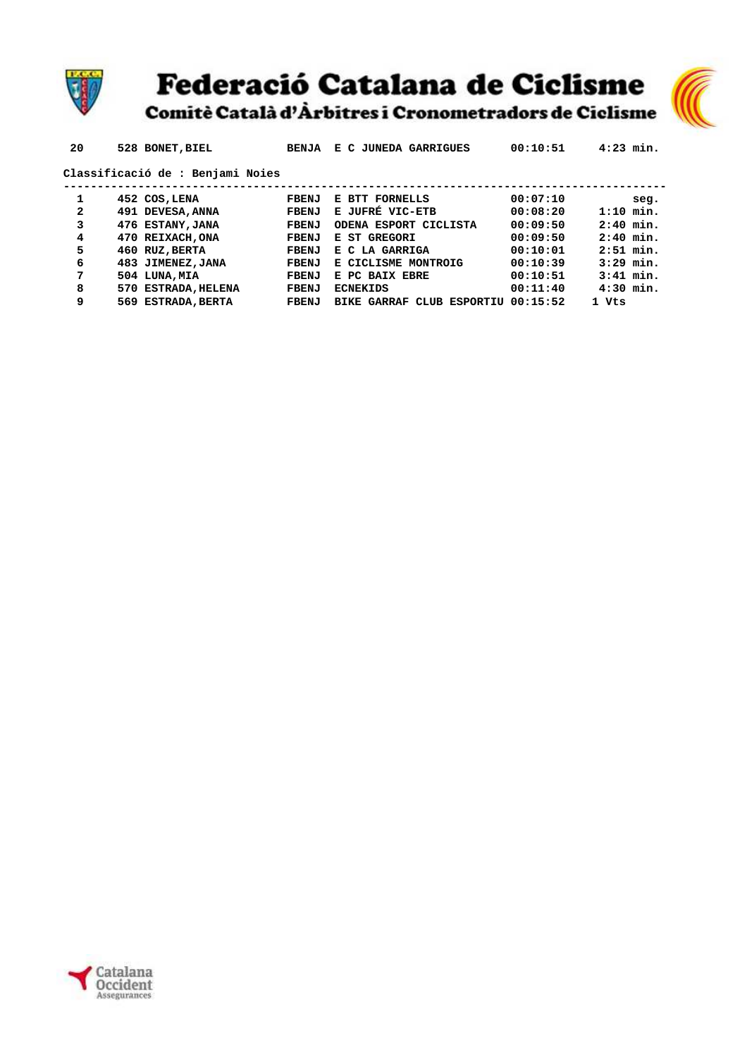# Federació Catalana de Ciclisme

## Comitè Català d'Àrbitres i Cronometradors de Ciclisme

| | | | | | | |
|---|---|---|---|---|---|---|
| 20 | 528 | BONET,BIEL | BENJA | E C JUNEDA GARRIGUES | 00:10:51 | 4:23 min. |

**Classificació de : Benjami Noies**

| | | | | | | |
|---|---|---|---|---|---|---|
| 1 | 452 | COS,LENA | FBENJ | E BTT FORNELLS | 00:07:10 | seg. |
| 2 | 491 | DEVESA,ANNA | FBENJ | E JUFRÉ VIC-ETB | 00:08:20 | 1:10 min. |
| 3 | 476 | ESTANY,JANA | FBENJ | ODENA ESPORT CICLISTA | 00:09:50 | 2:40 min. |
| 4 | 470 | REIXACH,ONA | FBENJ | E ST GREGORI | 00:09:50 | 2:40 min. |
| 5 | 460 | RUZ,BERTA | FBENJ | E C LA GARRIGA | 00:10:01 | 2:51 min. |
| 6 | 483 | JIMENEZ,JANA | FBENJ | E CICLISME MONTROIG | 00:10:39 | 3:29 min. |
| 7 | 504 | LUNA,MIA | FBENJ | E PC BAIX EBRE | 00:10:51 | 3:41 min. |
| 8 | 570 | ESTRADA,HELENA | FBENJ | ECNEKIDS | 00:11:40 | 4:30 min. |
| 9 | 569 | ESTRADA,BERTA | FBENJ | BIKE GARRAF CLUB ESPORTIU | 00:15:52 | 1 Vts |